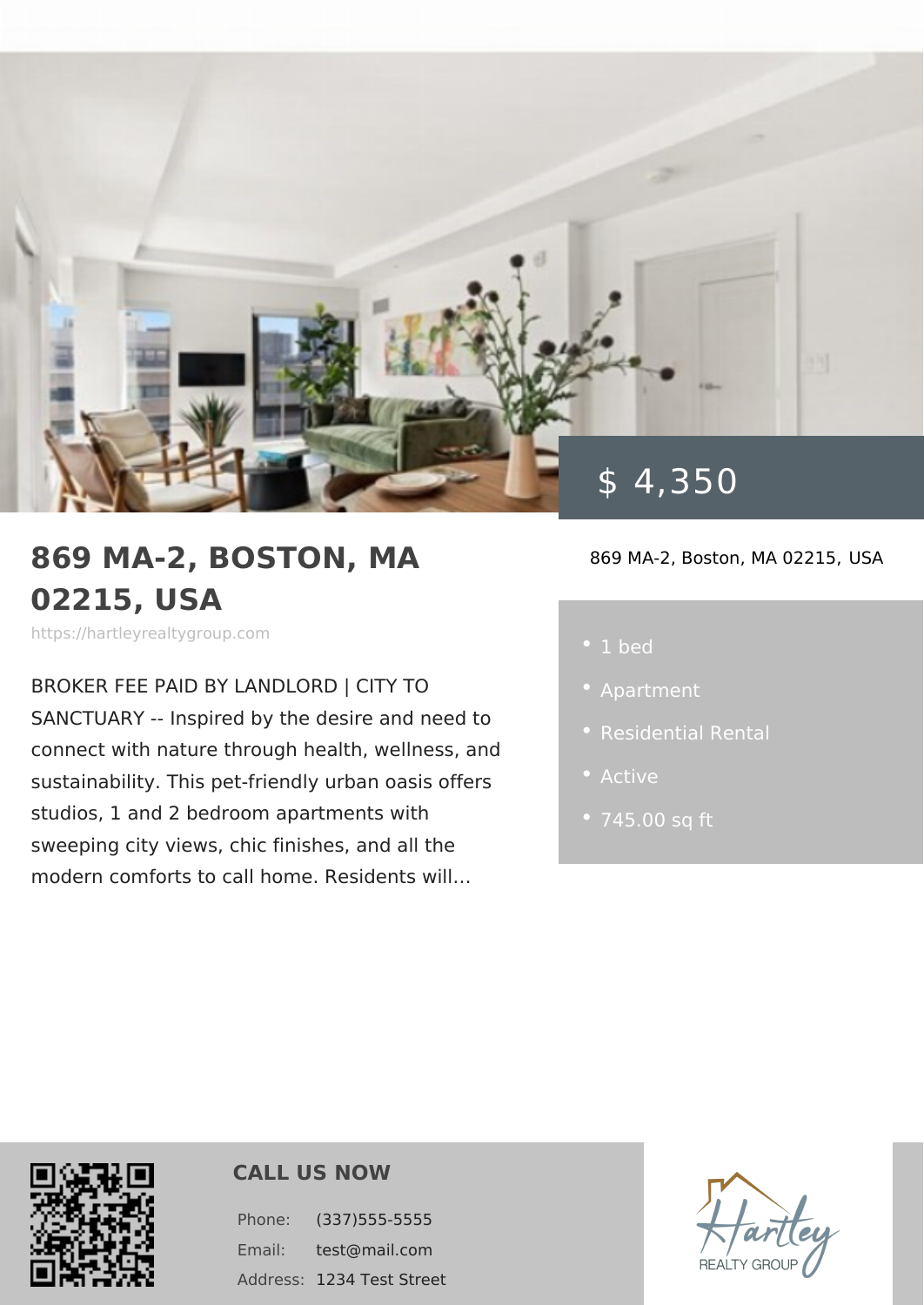$ 4,350

# 869 MA-2, BOSTON, MA 02215, USA

https://hartleyrealtygroup.com

BROKER FEE PAID BY LANDLORD | CITY TO SANCTUARY -- Inspired by the desire and need to connect with nature through health, wellness, and sustainability. This pet-friendly urban oasis offers studios, 1 and 2 bedroom apartments with sweeping city views, chic finishes, and all the modern comforts to call home. Residents will…

869 MA-2, Boston, MA 02215, USA

- 1 bed
- Apartment
- Residential Rental
- Active
- 745.00 sq ft

## CALL US NOW

| | |
|---|---|
| Phone: | (337)555-5555 |
| Email: | test@mail.com |
| Address: | 1234 Test Street |

Hartley REALTY GROUP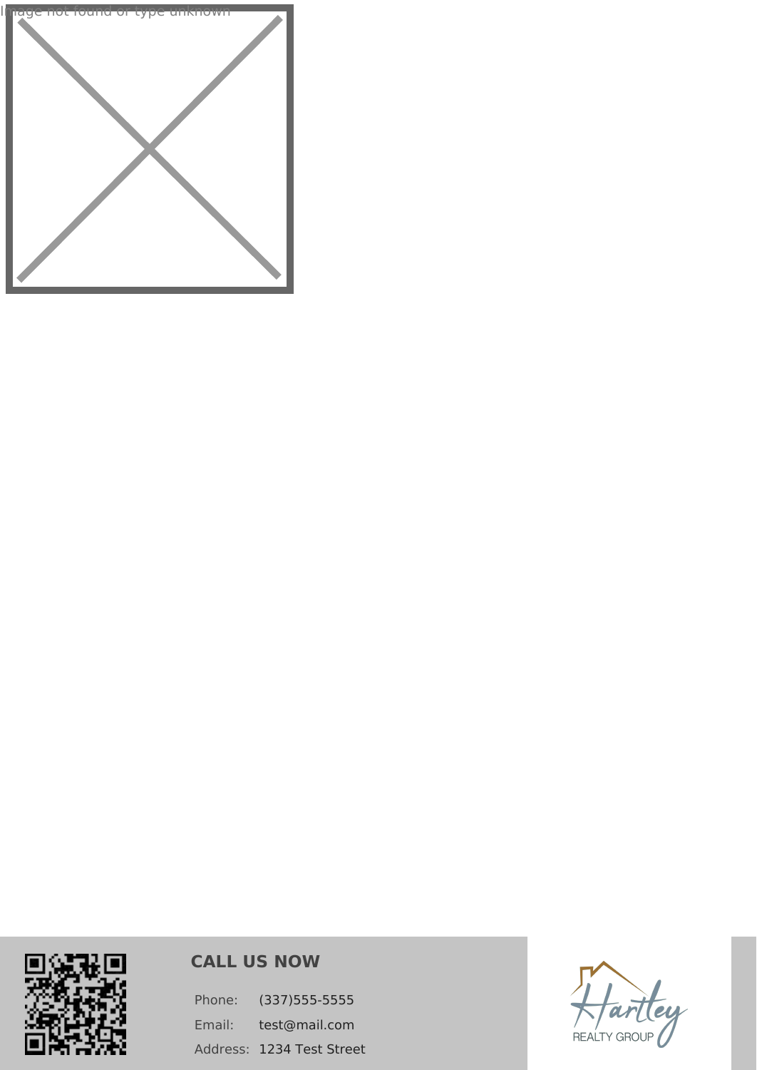Image not found or type unknown

## CALL US NOW

| | |
|---|---|
| Phone: | (337)555-5555 |
| Email: | test@mail.com |
| Address: | 1234 Test Street |

Hartley REALTY GROUP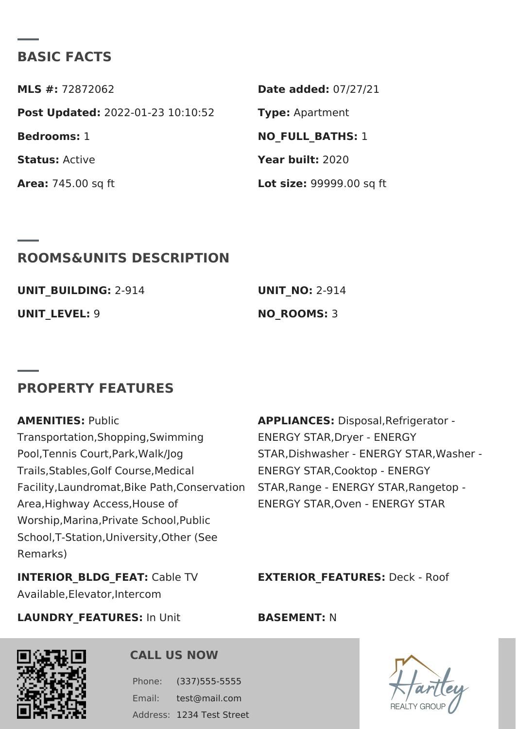## BASIC FACTS

**MLS #:** 72872062

**Date added:** 07/27/21

**Post Updated:** 2022-01-23 10:10:52

**Type:** Apartment

**Bedrooms:** 1

**NO_FULL_BATHS:** 1

**Status:** Active

**Year built:** 2020

**Area:** 745.00 sq ft

**Lot size:** 99999.00 sq ft

## ROOMS&UNITS DESCRIPTION

**UNIT_BUILDING:** 2-914

**UNIT_NO:** 2-914

**UNIT_LEVEL:** 9

**NO_ROOMS:** 3

## PROPERTY FEATURES

**AMENITIES:** Public Transportation,Shopping,Swimming Pool,Tennis Court,Park,Walk/Jog Trails,Stables,Golf Course,Medical Facility,Laundromat,Bike Path,Conservation Area,Highway Access,House of Worship,Marina,Private School,Public School,T-Station,University,Other (See Remarks)

**APPLIANCES:** Disposal,Refrigerator - ENERGY STAR,Dryer - ENERGY STAR,Dishwasher - ENERGY STAR,Washer - ENERGY STAR,Cooktop - ENERGY STAR,Range - ENERGY STAR,Rangetop - ENERGY STAR,Oven - ENERGY STAR

**INTERIOR_BLDG_FEAT:** Cable TV Available,Elevator,Intercom

**EXTERIOR_FEATURES:** Deck - Roof

**LAUNDRY_FEATURES:** In Unit

**BASEMENT:** N

### CALL US NOW

Phone: (337)555-5555

Email: test@mail.com

Address: 1234 Test Street

Hartley REALTY GROUP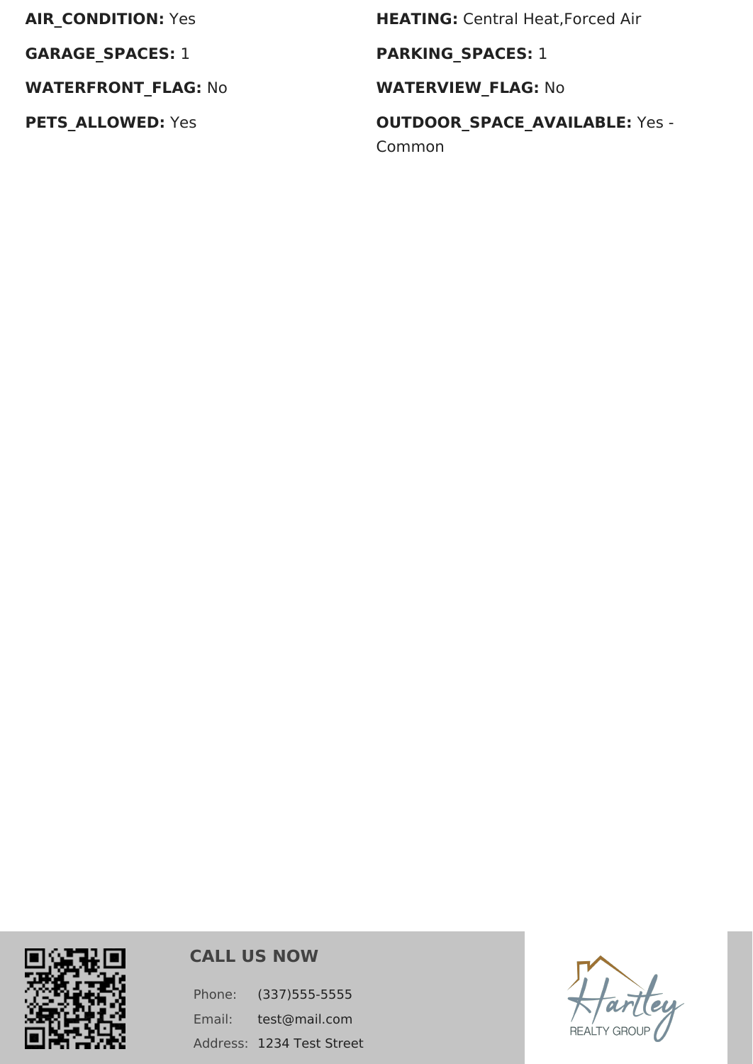**AIR_CONDITION:** Yes

**HEATING:** Central Heat,Forced Air

**GARAGE_SPACES:** 1

**PARKING_SPACES:** 1

**WATERFRONT_FLAG:** No

**WATERVIEW_FLAG:** No

**PETS_ALLOWED:** Yes

**OUTDOOR_SPACE_AVAILABLE:** Yes - Common

**CALL US NOW**

| | |
|---|---|
| Phone: | (337)555-5555 |
| Email: | test@mail.com |
| Address: | 1234 Test Street |

Hartley REALTY GROUP